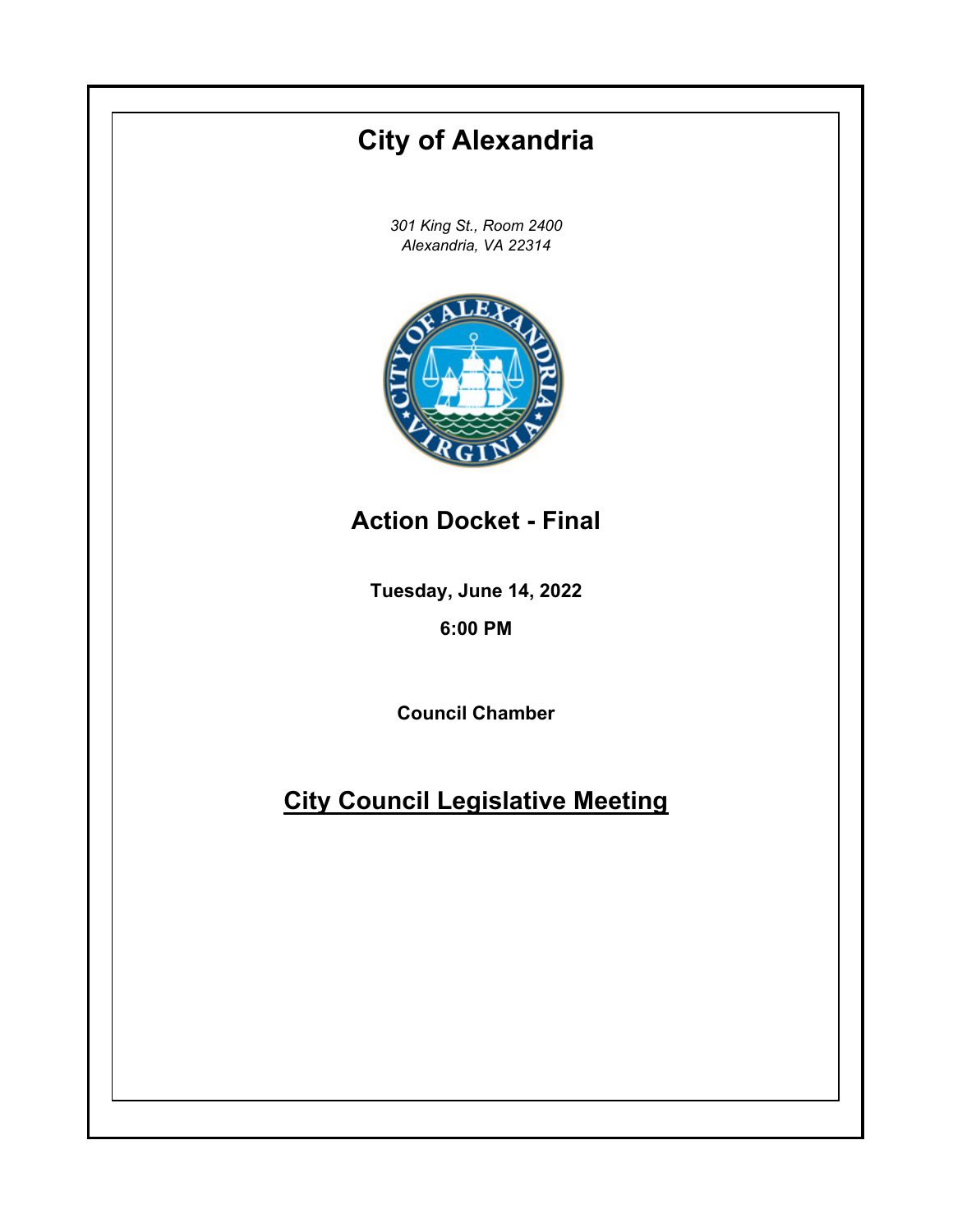# City of Alexandria

*301 King St., Room 2400*
*Alexandria, VA 22314*

## Action Docket - Final

**Tuesday, June 14, 2022**

**6:00 PM**

**Council Chamber**

## City Council Legislative Meeting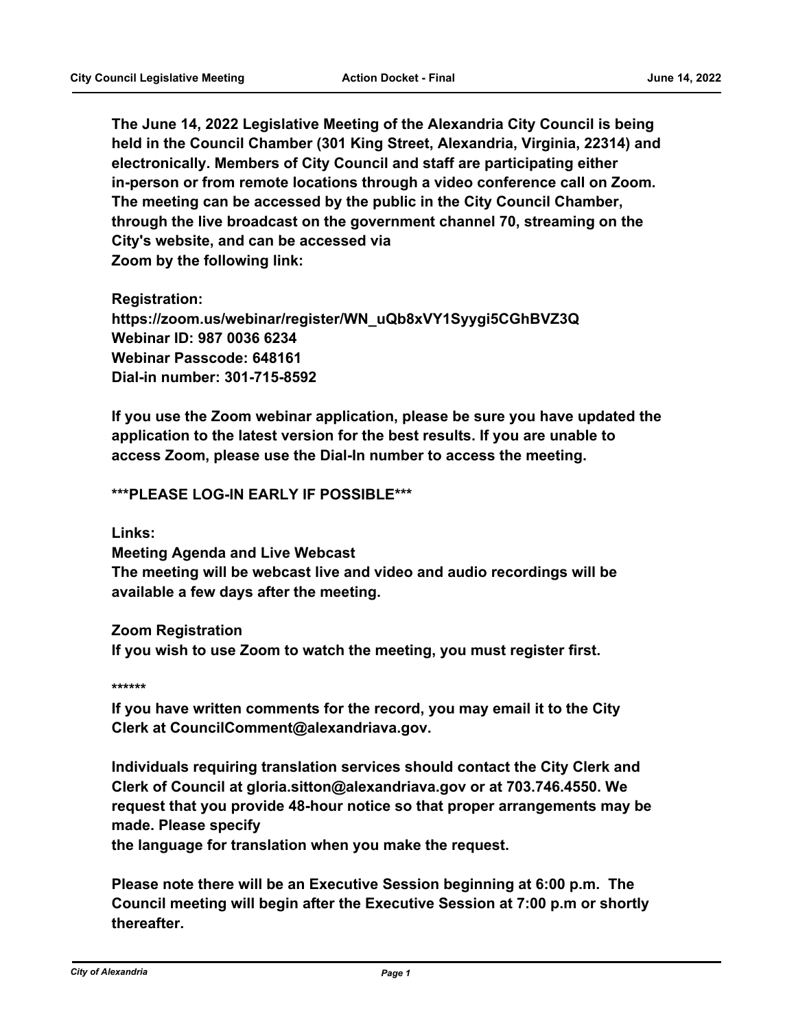**The June 14, 2022 Legislative Meeting of the Alexandria City Council is being held in the Council Chamber (301 King Street, Alexandria, Virginia, 22314) and electronically. Members of City Council and staff are participating either in-person or from remote locations through a video conference call on Zoom. The meeting can be accessed by the public in the City Council Chamber, through the live broadcast on the government channel 70, streaming on the City's website, and can be accessed via Zoom by the following link:**

**Registration:**
**https://zoom.us/webinar/register/WN_uQb8xVY1Syygi5CGhBVZ3Q**
**Webinar ID: 987 0036 6234**
**Webinar Passcode: 648161**
**Dial-in number: 301-715-8592**

**If you use the Zoom webinar application, please be sure you have updated the application to the latest version for the best results. If you are unable to access Zoom, please use the Dial-In number to access the meeting.**

**\*\*\*PLEASE LOG-IN EARLY IF POSSIBLE\*\*\***

**Links:**
**Meeting Agenda and Live Webcast**
**The meeting will be webcast live and video and audio recordings will be available a few days after the meeting.**

**Zoom Registration**
**If you wish to use Zoom to watch the meeting, you must register first.**

**\*\*\*\*\*\***

**If you have written comments for the record, you may email it to the City Clerk at CouncilComment@alexandriava.gov.**

**Individuals requiring translation services should contact the City Clerk and Clerk of Council at gloria.sitton@alexandriava.gov or at 703.746.4550. We request that you provide 48-hour notice so that proper arrangements may be made. Please specify the language for translation when you make the request.**

**Please note there will be an Executive Session beginning at 6:00 p.m. The Council meeting will begin after the Executive Session at 7:00 p.m or shortly thereafter.**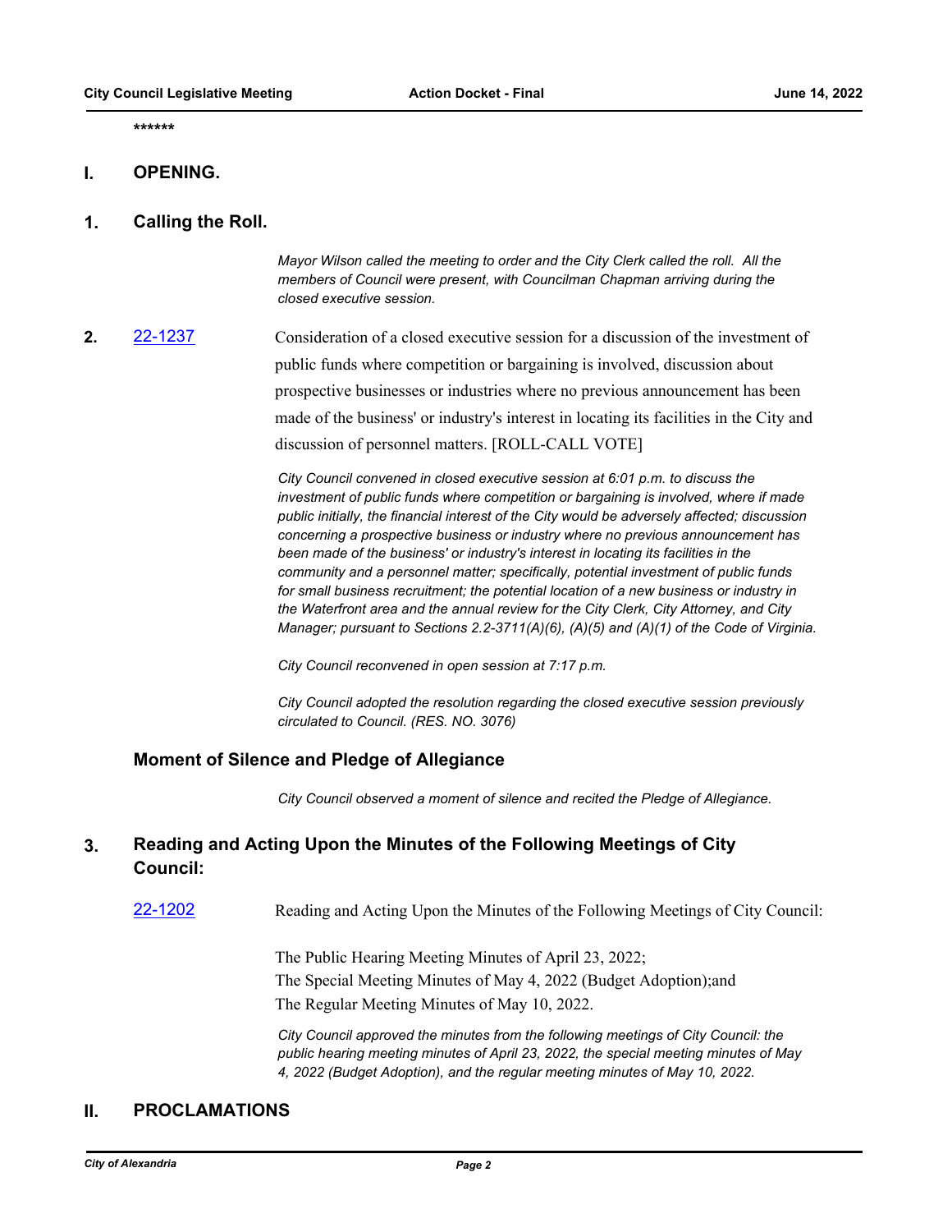******

# I. OPENING.

## 1. Calling the Roll.

*Mayor Wilson called the meeting to order and the City Clerk called the roll. All the members of Council were present, with Councilman Chapman arriving during the closed executive session.*

**2.** [22-1237](22-1237) Consideration of a closed executive session for a discussion of the investment of public funds where competition or bargaining is involved, discussion about prospective businesses or industries where no previous announcement has been made of the business' or industry's interest in locating its facilities in the City and discussion of personnel matters. [ROLL-CALL VOTE]

*City Council convened in closed executive session at 6:01 p.m. to discuss the investment of public funds where competition or bargaining is involved, where if made public initially, the financial interest of the City would be adversely affected; discussion concerning a prospective business or industry where no previous announcement has been made of the business' or industry's interest in locating its facilities in the community and a personnel matter; specifically, potential investment of public funds for small business recruitment; the potential location of a new business or industry in the Waterfront area and the annual review for the City Clerk, City Attorney, and City Manager; pursuant to Sections 2.2-3711(A)(6), (A)(5) and (A)(1) of the Code of Virginia.*

*City Council reconvened in open session at 7:17 p.m.*

*City Council adopted the resolution regarding the closed executive session previously circulated to Council. (RES. NO. 3076)*

### Moment of Silence and Pledge of Allegiance

*City Council observed a moment of silence and recited the Pledge of Allegiance.*

## 3. Reading and Acting Upon the Minutes of the Following Meetings of City Council:

[22-1202](22-1202) Reading and Acting Upon the Minutes of the Following Meetings of City Council:

The Public Hearing Meeting Minutes of April 23, 2022;
The Special Meeting Minutes of May 4, 2022 (Budget Adoption);and
The Regular Meeting Minutes of May 10, 2022.

*City Council approved the minutes from the following meetings of City Council: the public hearing meeting minutes of April 23, 2022, the special meeting minutes of May 4, 2022 (Budget Adoption), and the regular meeting minutes of May 10, 2022.*

# II. PROCLAMATIONS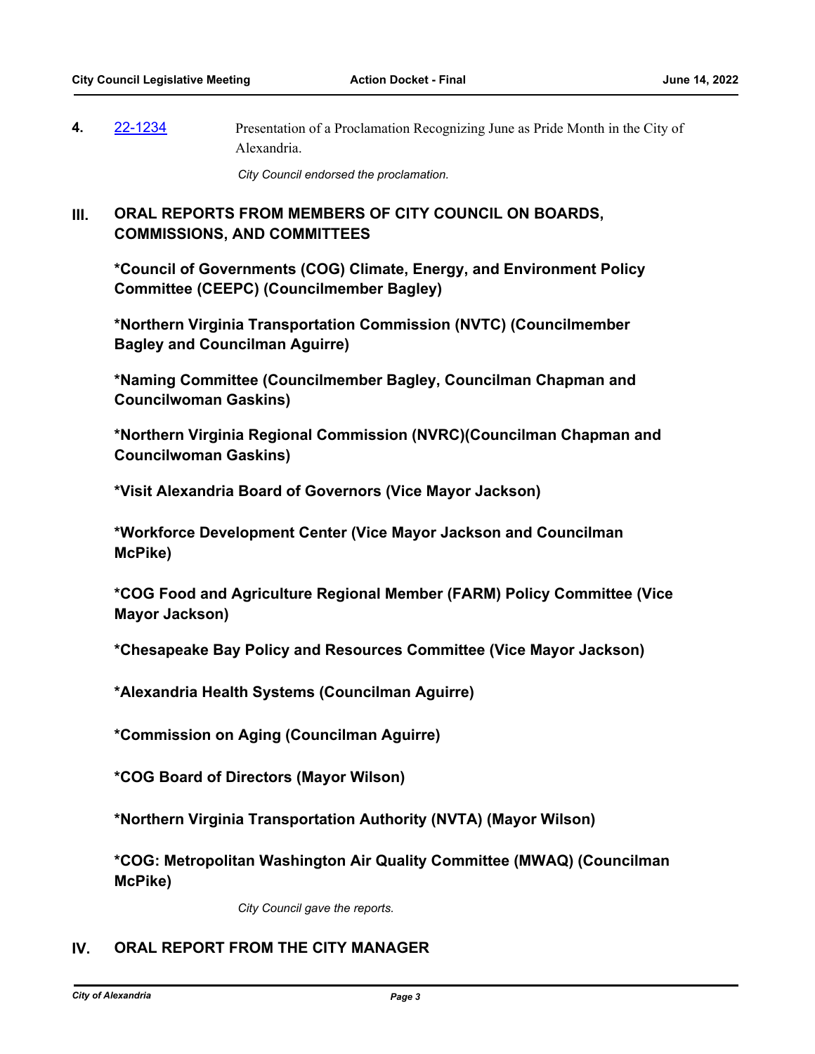**4.** 22-1234 Presentation of a Proclamation Recognizing June as Pride Month in the City of Alexandria.

*City Council endorsed the proclamation.*

## III. ORAL REPORTS FROM MEMBERS OF CITY COUNCIL ON BOARDS, COMMISSIONS, AND COMMITTEES

**\*Council of Governments (COG) Climate, Energy, and Environment Policy Committee (CEEPC) (Councilmember Bagley)**

**\*Northern Virginia Transportation Commission (NVTC) (Councilmember Bagley and Councilman Aguirre)**

**\*Naming Committee (Councilmember Bagley, Councilman Chapman and Councilwoman Gaskins)**

**\*Northern Virginia Regional Commission (NVRC)(Councilman Chapman and Councilwoman Gaskins)**

**\*Visit Alexandria Board of Governors (Vice Mayor Jackson)**

**\*Workforce Development Center (Vice Mayor Jackson and Councilman McPike)**

**\*COG Food and Agriculture Regional Member (FARM) Policy Committee (Vice Mayor Jackson)**

**\*Chesapeake Bay Policy and Resources Committee (Vice Mayor Jackson)**

**\*Alexandria Health Systems (Councilman Aguirre)**

**\*Commission on Aging (Councilman Aguirre)**

**\*COG Board of Directors (Mayor Wilson)**

**\*Northern Virginia Transportation Authority (NVTA) (Mayor Wilson)**

**\*COG: Metropolitan Washington Air Quality Committee (MWAQ) (Councilman McPike)**

*City Council gave the reports.*

## IV. ORAL REPORT FROM THE CITY MANAGER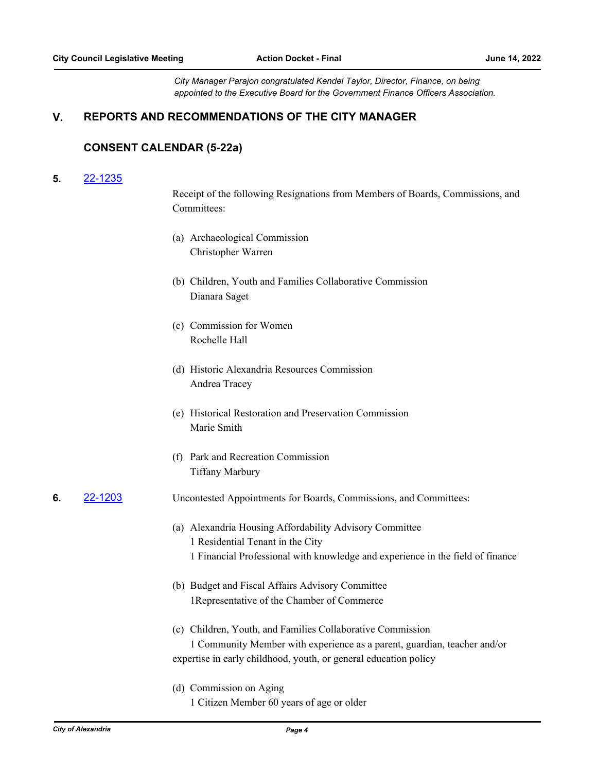*City Manager Parajon congratulated Kendel Taylor, Director, Finance, on being appointed to the Executive Board for the Government Finance Officers Association.*

## V. REPORTS AND RECOMMENDATIONS OF THE CITY MANAGER

### CONSENT CALENDAR (5-22a)

**5.** 22-1235

Receipt of the following Resignations from Members of Boards, Commissions, and Committees:

(a) Archaeological Commission
Christopher Warren

(b) Children, Youth and Families Collaborative Commission
Dianara Saget

(c) Commission for Women
Rochelle Hall

(d) Historic Alexandria Resources Commission
Andrea Tracey

(e) Historical Restoration and Preservation Commission
Marie Smith

(f) Park and Recreation Commission
Tiffany Marbury

**6.** 22-1203

Uncontested Appointments for Boards, Commissions, and Committees:

(a) Alexandria Housing Affordability Advisory Committee
1 Residential Tenant in the City
1 Financial Professional with knowledge and experience in the field of finance

(b) Budget and Fiscal Affairs Advisory Committee
1Representative of the Chamber of Commerce

(c) Children, Youth, and Families Collaborative Commission
1 Community Member with experience as a parent, guardian, teacher and/or expertise in early childhood, youth, or general education policy

(d) Commission on Aging
1 Citizen Member 60 years of age or older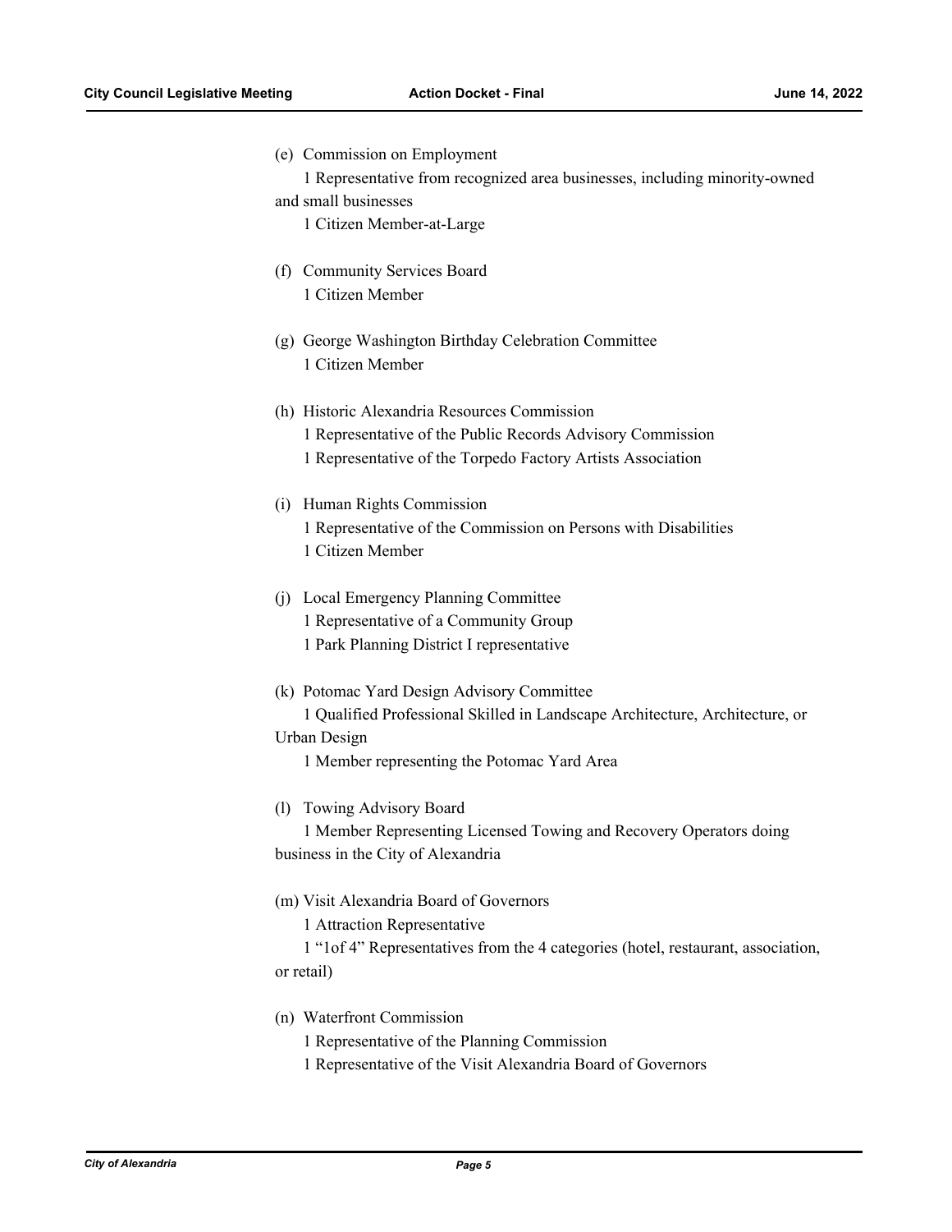(e) Commission on Employment

1 Representative from recognized area businesses, including minority-owned and small businesses

1 Citizen Member-at-Large

(f) Community Services Board

1 Citizen Member

(g) George Washington Birthday Celebration Committee

1 Citizen Member

(h) Historic Alexandria Resources Commission

1 Representative of the Public Records Advisory Commission

1 Representative of the Torpedo Factory Artists Association

(i) Human Rights Commission

1 Representative of the Commission on Persons with Disabilities

1 Citizen Member

(j) Local Emergency Planning Committee

1 Representative of a Community Group

1 Park Planning District I representative

(k) Potomac Yard Design Advisory Committee

1 Qualified Professional Skilled in Landscape Architecture, Architecture, or Urban Design

1 Member representing the Potomac Yard Area

(l) Towing Advisory Board

1 Member Representing Licensed Towing and Recovery Operators doing business in the City of Alexandria

(m) Visit Alexandria Board of Governors

1 Attraction Representative

1 "1of 4" Representatives from the 4 categories (hotel, restaurant, association, or retail)

(n) Waterfront Commission

1 Representative of the Planning Commission

1 Representative of the Visit Alexandria Board of Governors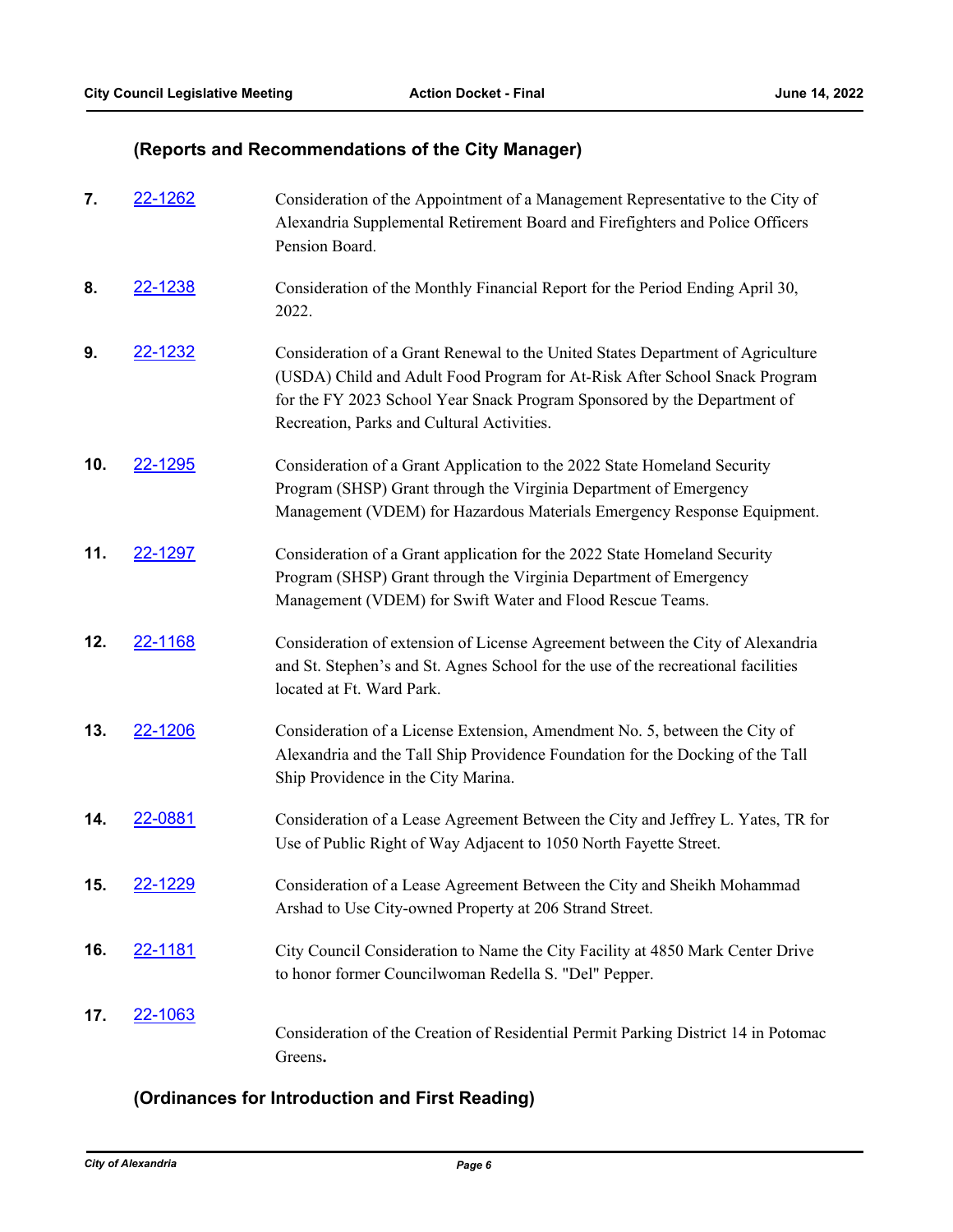### (Reports and Recommendations of the City Manager)

**7.** 22-1262 Consideration of the Appointment of a Management Representative to the City of Alexandria Supplemental Retirement Board and Firefighters and Police Officers Pension Board.

**8.** 22-1238 Consideration of the Monthly Financial Report for the Period Ending April 30, 2022.

**9.** 22-1232 Consideration of a Grant Renewal to the United States Department of Agriculture (USDA) Child and Adult Food Program for At-Risk After School Snack Program for the FY 2023 School Year Snack Program Sponsored by the Department of Recreation, Parks and Cultural Activities.

**10.** 22-1295 Consideration of a Grant Application to the 2022 State Homeland Security Program (SHSP) Grant through the Virginia Department of Emergency Management (VDEM) for Hazardous Materials Emergency Response Equipment.

**11.** 22-1297 Consideration of a Grant application for the 2022 State Homeland Security Program (SHSP) Grant through the Virginia Department of Emergency Management (VDEM) for Swift Water and Flood Rescue Teams.

**12.** 22-1168 Consideration of extension of License Agreement between the City of Alexandria and St. Stephen's and St. Agnes School for the use of the recreational facilities located at Ft. Ward Park.

**13.** 22-1206 Consideration of a License Extension, Amendment No. 5, between the City of Alexandria and the Tall Ship Providence Foundation for the Docking of the Tall Ship Providence in the City Marina.

**14.** 22-0881 Consideration of a Lease Agreement Between the City and Jeffrey L. Yates, TR for Use of Public Right of Way Adjacent to 1050 North Fayette Street.

**15.** 22-1229 Consideration of a Lease Agreement Between the City and Sheikh Mohammad Arshad to Use City-owned Property at 206 Strand Street.

**16.** 22-1181 City Council Consideration to Name the City Facility at 4850 Mark Center Drive to honor former Councilwoman Redella S. "Del" Pepper.

**17.** 22-1063 Consideration of the Creation of Residential Permit Parking District 14 in Potomac Greens**.**

### (Ordinances for Introduction and First Reading)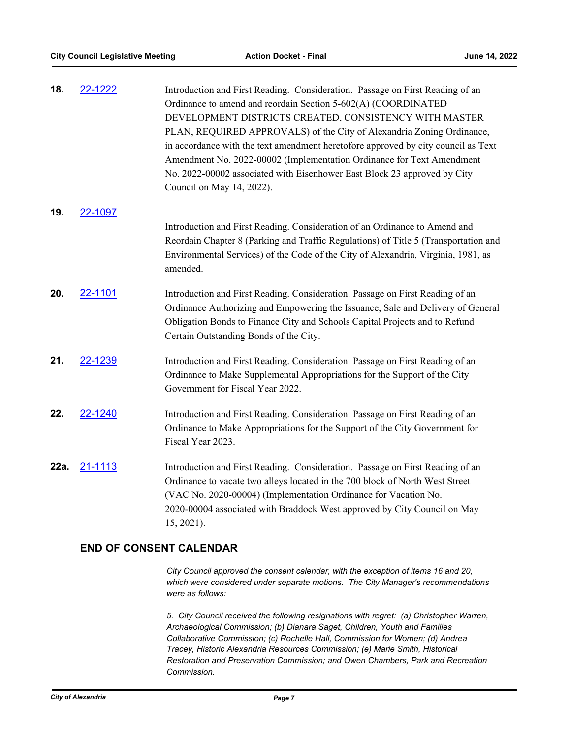**18.** 22-1222

Introduction and First Reading. Consideration. Passage on First Reading of an Ordinance to amend and reordain Section 5-602(A) (COORDINATED DEVELOPMENT DISTRICTS CREATED, CONSISTENCY WITH MASTER PLAN, REQUIRED APPROVALS) of the City of Alexandria Zoning Ordinance, in accordance with the text amendment heretofore approved by city council as Text Amendment No. 2022-00002 (Implementation Ordinance for Text Amendment No. 2022-00002 associated with Eisenhower East Block 23 approved by City Council on May 14, 2022).

**19.** 22-1097

Introduction and First Reading. Consideration of an Ordinance to Amend and Reordain Chapter 8 (Parking and Traffic Regulations) of Title 5 (Transportation and Environmental Services) of the Code of the City of Alexandria, Virginia, 1981, as amended.

**20.** 22-1101

Introduction and First Reading. Consideration. Passage on First Reading of an Ordinance Authorizing and Empowering the Issuance, Sale and Delivery of General Obligation Bonds to Finance City and Schools Capital Projects and to Refund Certain Outstanding Bonds of the City.

**21.** 22-1239

Introduction and First Reading. Consideration. Passage on First Reading of an Ordinance to Make Supplemental Appropriations for the Support of the City Government for Fiscal Year 2022.

**22.** 22-1240

Introduction and First Reading. Consideration. Passage on First Reading of an Ordinance to Make Appropriations for the Support of the City Government for Fiscal Year 2023.

**22a.** 21-1113

Introduction and First Reading. Consideration. Passage on First Reading of an Ordinance to vacate two alleys located in the 700 block of North West Street (VAC No. 2020-00004) (Implementation Ordinance for Vacation No. 2020-00004 associated with Braddock West approved by City Council on May 15, 2021).

## END OF CONSENT CALENDAR

*City Council approved the consent calendar, with the exception of items 16 and 20, which were considered under separate motions. The City Manager's recommendations were as follows:*

*5. City Council received the following resignations with regret: (a) Christopher Warren, Archaeological Commission; (b) Dianara Saget, Children, Youth and Families Collaborative Commission; (c) Rochelle Hall, Commission for Women; (d) Andrea Tracey, Historic Alexandria Resources Commission; (e) Marie Smith, Historical Restoration and Preservation Commission; and Owen Chambers, Park and Recreation Commission.*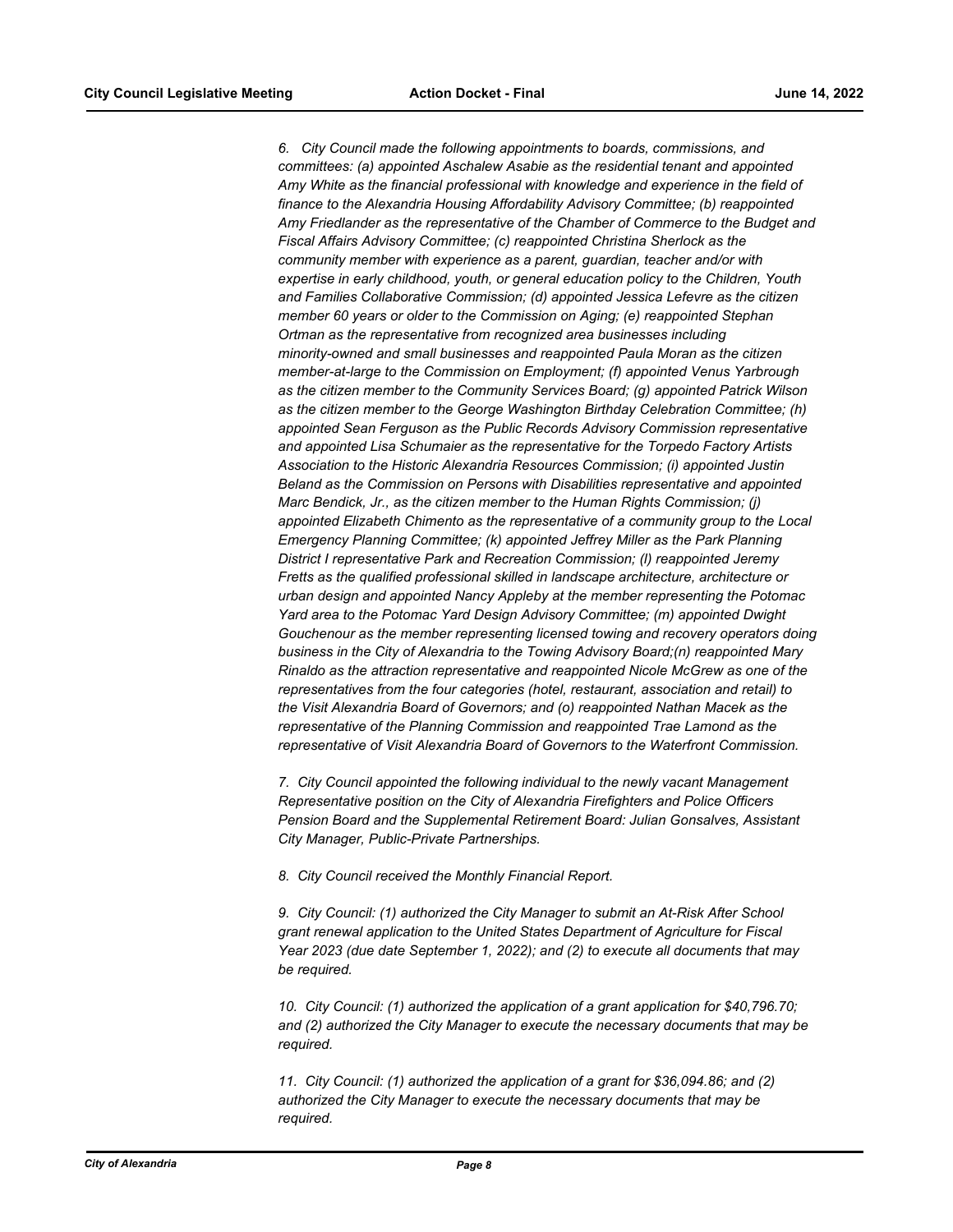*6. City Council made the following appointments to boards, commissions, and committees: (a) appointed Aschalew Asabie as the residential tenant and appointed Amy White as the financial professional with knowledge and experience in the field of finance to the Alexandria Housing Affordability Advisory Committee; (b) reappointed Amy Friedlander as the representative of the Chamber of Commerce to the Budget and Fiscal Affairs Advisory Committee; (c) reappointed Christina Sherlock as the community member with experience as a parent, guardian, teacher and/or with expertise in early childhood, youth, or general education policy to the Children, Youth and Families Collaborative Commission; (d) appointed Jessica Lefevre as the citizen member 60 years or older to the Commission on Aging; (e) reappointed Stephan Ortman as the representative from recognized area businesses including minority-owned and small businesses and reappointed Paula Moran as the citizen member-at-large to the Commission on Employment; (f) appointed Venus Yarbrough as the citizen member to the Community Services Board; (g) appointed Patrick Wilson as the citizen member to the George Washington Birthday Celebration Committee; (h) appointed Sean Ferguson as the Public Records Advisory Commission representative and appointed Lisa Schumaier as the representative for the Torpedo Factory Artists Association to the Historic Alexandria Resources Commission; (i) appointed Justin Beland as the Commission on Persons with Disabilities representative and appointed Marc Bendick, Jr., as the citizen member to the Human Rights Commission; (j) appointed Elizabeth Chimento as the representative of a community group to the Local Emergency Planning Committee; (k) appointed Jeffrey Miller as the Park Planning District I representative Park and Recreation Commission; (l) reappointed Jeremy Fretts as the qualified professional skilled in landscape architecture, architecture or urban design and appointed Nancy Appleby at the member representing the Potomac Yard area to the Potomac Yard Design Advisory Committee; (m) appointed Dwight Gouchenour as the member representing licensed towing and recovery operators doing business in the City of Alexandria to the Towing Advisory Board;(n) reappointed Mary Rinaldo as the attraction representative and reappointed Nicole McGrew as one of the representatives from the four categories (hotel, restaurant, association and retail) to the Visit Alexandria Board of Governors; and (o) reappointed Nathan Macek as the representative of the Planning Commission and reappointed Trae Lamond as the representative of Visit Alexandria Board of Governors to the Waterfront Commission.*

*7. City Council appointed the following individual to the newly vacant Management Representative position on the City of Alexandria Firefighters and Police Officers Pension Board and the Supplemental Retirement Board: Julian Gonsalves, Assistant City Manager, Public-Private Partnerships.*

*8. City Council received the Monthly Financial Report.*

*9. City Council: (1) authorized the City Manager to submit an At-Risk After School grant renewal application to the United States Department of Agriculture for Fiscal Year 2023 (due date September 1, 2022); and (2) to execute all documents that may be required.*

*10. City Council: (1) authorized the application of a grant application for $40,796.70; and (2) authorized the City Manager to execute the necessary documents that may be required.*

*11. City Council: (1) authorized the application of a grant for $36,094.86; and (2) authorized the City Manager to execute the necessary documents that may be required.*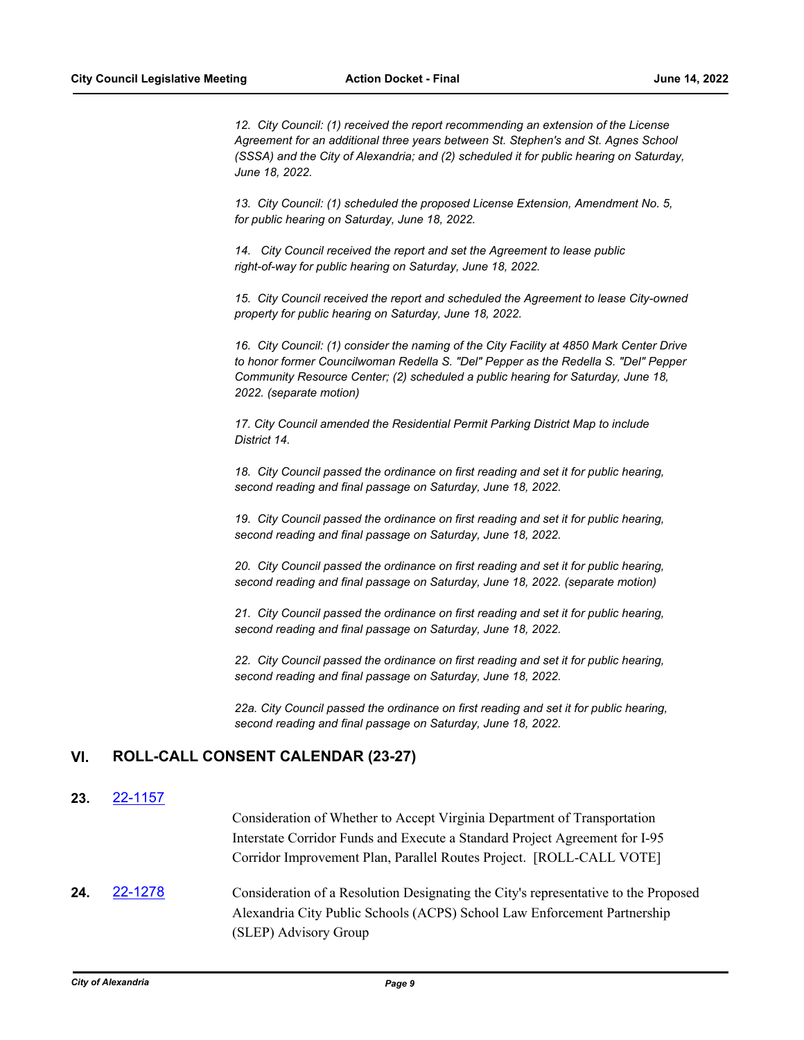*12. City Council: (1) received the report recommending an extension of the License Agreement for an additional three years between St. Stephen's and St. Agnes School (SSSA) and the City of Alexandria; and (2) scheduled it for public hearing on Saturday, June 18, 2022.*

*13. City Council: (1) scheduled the proposed License Extension, Amendment No. 5, for public hearing on Saturday, June 18, 2022.*

*14. City Council received the report and set the Agreement to lease public right-of-way for public hearing on Saturday, June 18, 2022.*

*15. City Council received the report and scheduled the Agreement to lease City-owned property for public hearing on Saturday, June 18, 2022.*

*16. City Council: (1) consider the naming of the City Facility at 4850 Mark Center Drive to honor former Councilwoman Redella S. "Del" Pepper as the Redella S. "Del" Pepper Community Resource Center; (2) scheduled a public hearing for Saturday, June 18, 2022. (separate motion)*

*17. City Council amended the Residential Permit Parking District Map to include District 14.*

*18. City Council passed the ordinance on first reading and set it for public hearing, second reading and final passage on Saturday, June 18, 2022.*

*19. City Council passed the ordinance on first reading and set it for public hearing, second reading and final passage on Saturday, June 18, 2022.*

*20. City Council passed the ordinance on first reading and set it for public hearing, second reading and final passage on Saturday, June 18, 2022. (separate motion)*

*21. City Council passed the ordinance on first reading and set it for public hearing, second reading and final passage on Saturday, June 18, 2022.*

*22. City Council passed the ordinance on first reading and set it for public hearing, second reading and final passage on Saturday, June 18, 2022.*

*22a. City Council passed the ordinance on first reading and set it for public hearing, second reading and final passage on Saturday, June 18, 2022.*

## VI. ROLL-CALL CONSENT CALENDAR (23-27)

**23.** 22-1157

Consideration of Whether to Accept Virginia Department of Transportation Interstate Corridor Funds and Execute a Standard Project Agreement for I-95 Corridor Improvement Plan, Parallel Routes Project. [ROLL-CALL VOTE]

**24.** 22-1278

Consideration of a Resolution Designating the City's representative to the Proposed Alexandria City Public Schools (ACPS) School Law Enforcement Partnership (SLEP) Advisory Group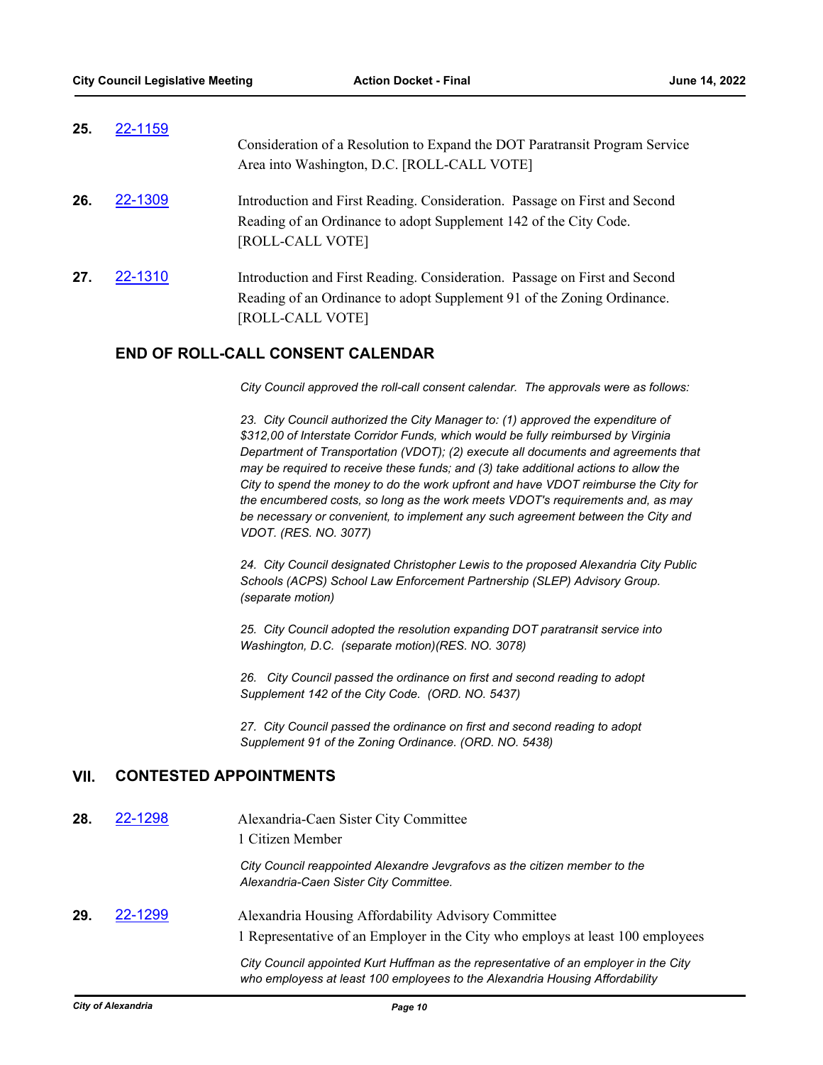**25.** [22-1159](#)

Consideration of a Resolution to Expand the DOT Paratransit Program Service Area into Washington, D.C. [ROLL-CALL VOTE]

**26.** [22-1309](#)

Introduction and First Reading. Consideration. Passage on First and Second Reading of an Ordinance to adopt Supplement 142 of the City Code. [ROLL-CALL VOTE]

**27.** [22-1310](#)

Introduction and First Reading. Consideration. Passage on First and Second Reading of an Ordinance to adopt Supplement 91 of the Zoning Ordinance. [ROLL-CALL VOTE]

### END OF ROLL-CALL CONSENT CALENDAR

*City Council approved the roll-call consent calendar. The approvals were as follows:*

*23. City Council authorized the City Manager to: (1) approved the expenditure of $312,00 of Interstate Corridor Funds, which would be fully reimbursed by Virginia Department of Transportation (VDOT); (2) execute all documents and agreements that may be required to receive these funds; and (3) take additional actions to allow the City to spend the money to do the work upfront and have VDOT reimburse the City for the encumbered costs, so long as the work meets VDOT's requirements and, as may be necessary or convenient, to implement any such agreement between the City and VDOT. (RES. NO. 3077)*

*24. City Council designated Christopher Lewis to the proposed Alexandria City Public Schools (ACPS) School Law Enforcement Partnership (SLEP) Advisory Group. (separate motion)*

*25. City Council adopted the resolution expanding DOT paratransit service into Washington, D.C. (separate motion)(RES. NO. 3078)*

*26. City Council passed the ordinance on first and second reading to adopt Supplement 142 of the City Code. (ORD. NO. 5437)*

*27. City Council passed the ordinance on first and second reading to adopt Supplement 91 of the Zoning Ordinance. (ORD. NO. 5438)*

## VII. CONTESTED APPOINTMENTS

**28.** [22-1298](#)

Alexandria-Caen Sister City Committee
1 Citizen Member

*City Council reappointed Alexandre Jevgrafovs as the citizen member to the Alexandria-Caen Sister City Committee.*

**29.** [22-1299](#)

Alexandria Housing Affordability Advisory Committee
1 Representative of an Employer in the City who employs at least 100 employees

*City Council appointed Kurt Huffman as the representative of an employer in the City who employess at least 100 employees to the Alexandria Housing Affordability*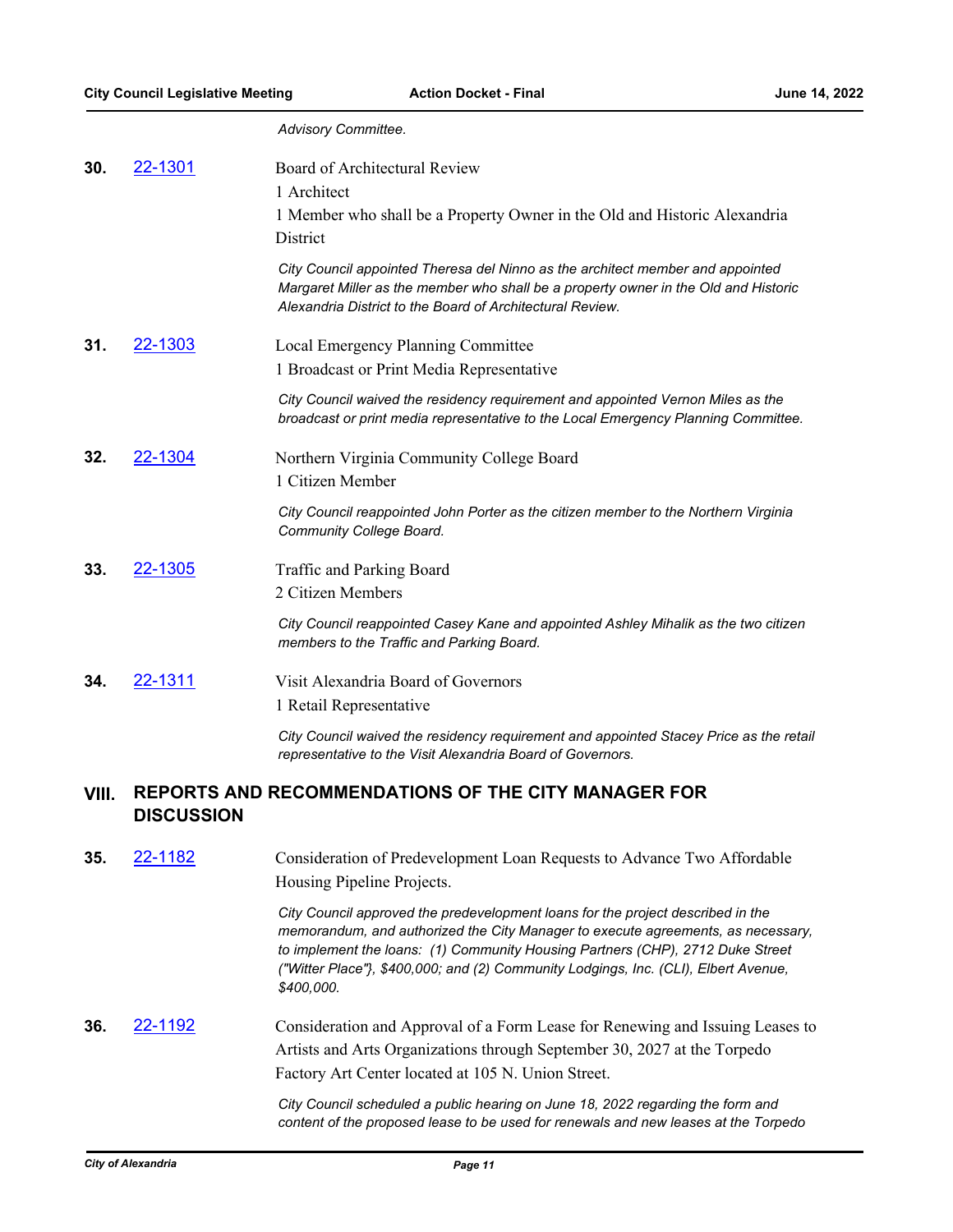*Advisory Committee.*

**30.** [22-1301](22-1301)

Board of Architectural Review
1 Architect
1 Member who shall be a Property Owner in the Old and Historic Alexandria District

*City Council appointed Theresa del Ninno as the architect member and appointed Margaret Miller as the member who shall be a property owner in the Old and Historic Alexandria District to the Board of Architectural Review.*

**31.** [22-1303](22-1303)

Local Emergency Planning Committee
1 Broadcast or Print Media Representative

*City Council waived the residency requirement and appointed Vernon Miles as the broadcast or print media representative to the Local Emergency Planning Committee.*

**32.** [22-1304](22-1304)

Northern Virginia Community College Board
1 Citizen Member

*City Council reappointed John Porter as the citizen member to the Northern Virginia Community College Board.*

**33.** [22-1305](22-1305)

Traffic and Parking Board
2 Citizen Members

*City Council reappointed Casey Kane and appointed Ashley Mihalik as the two citizen members to the Traffic and Parking Board.*

**34.** [22-1311](22-1311)

Visit Alexandria Board of Governors
1 Retail Representative

*City Council waived the residency requirement and appointed Stacey Price as the retail representative to the Visit Alexandria Board of Governors.*

## VIII. REPORTS AND RECOMMENDATIONS OF THE CITY MANAGER FOR DISCUSSION

**35.** [22-1182](22-1182)

Consideration of Predevelopment Loan Requests to Advance Two Affordable Housing Pipeline Projects.

*City Council approved the predevelopment loans for the project described in the memorandum, and authorized the City Manager to execute agreements, as necessary, to implement the loans: (1) Community Housing Partners (CHP), 2712 Duke Street ("Witter Place"}, $400,000; and (2) Community Lodgings, Inc. (CLI), Elbert Avenue, $400,000.*

**36.** [22-1192](22-1192)

Consideration and Approval of a Form Lease for Renewing and Issuing Leases to Artists and Arts Organizations through September 30, 2027 at the Torpedo Factory Art Center located at 105 N. Union Street.

*City Council scheduled a public hearing on June 18, 2022 regarding the form and content of the proposed lease to be used for renewals and new leases at the Torpedo*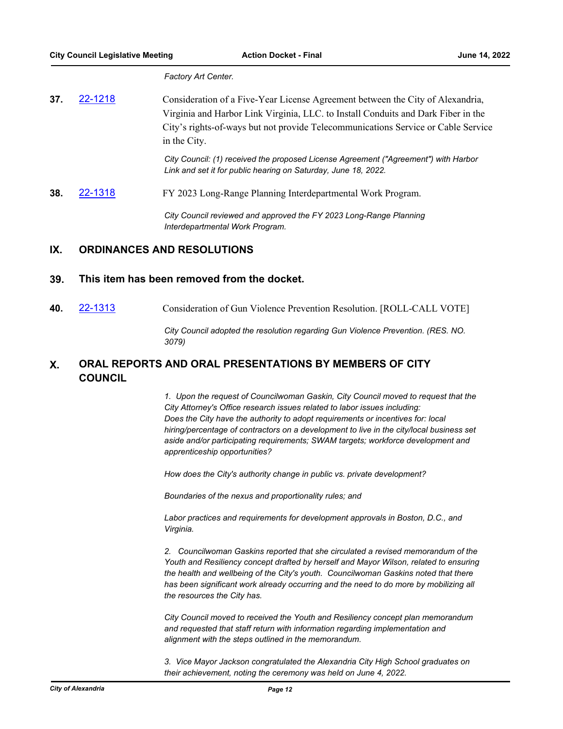*Factory Art Center.*

**37.** 22-1218 Consideration of a Five-Year License Agreement between the City of Alexandria, Virginia and Harbor Link Virginia, LLC. to Install Conduits and Dark Fiber in the City's rights-of-ways but not provide Telecommunications Service or Cable Service in the City.

*City Council: (1) received the proposed License Agreement ("Agreement") with Harbor Link and set it for public hearing on Saturday, June 18, 2022.*

**38.** 22-1318 FY 2023 Long-Range Planning Interdepartmental Work Program.

*City Council reviewed and approved the FY 2023 Long-Range Planning Interdepartmental Work Program.*

## IX. ORDINANCES AND RESOLUTIONS

### 39. This item has been removed from the docket.

**40.** 22-1313 Consideration of Gun Violence Prevention Resolution. [ROLL-CALL VOTE]

*City Council adopted the resolution regarding Gun Violence Prevention. (RES. NO. 3079)*

## X. ORAL REPORTS AND ORAL PRESENTATIONS BY MEMBERS OF CITY COUNCIL

*1. Upon the request of Councilwoman Gaskin, City Council moved to request that the City Attorney's Office research issues related to labor issues including: Does the City have the authority to adopt requirements or incentives for: local hiring/percentage of contractors on a development to live in the city/local business set aside and/or participating requirements; SWAM targets; workforce development and apprenticeship opportunities?*

*How does the City's authority change in public vs. private development?*

*Boundaries of the nexus and proportionality rules; and*

*Labor practices and requirements for development approvals in Boston, D.C., and Virginia.*

*2. Councilwoman Gaskins reported that she circulated a revised memorandum of the Youth and Resiliency concept drafted by herself and Mayor Wilson, related to ensuring the health and wellbeing of the City's youth. Councilwoman Gaskins noted that there has been significant work already occurring and the need to do more by mobilizing all the resources the City has.*

*City Council moved to received the Youth and Resiliency concept plan memorandum and requested that staff return with information regarding implementation and alignment with the steps outlined in the memorandum.*

*3. Vice Mayor Jackson congratulated the Alexandria City High School graduates on their achievement, noting the ceremony was held on June 4, 2022.*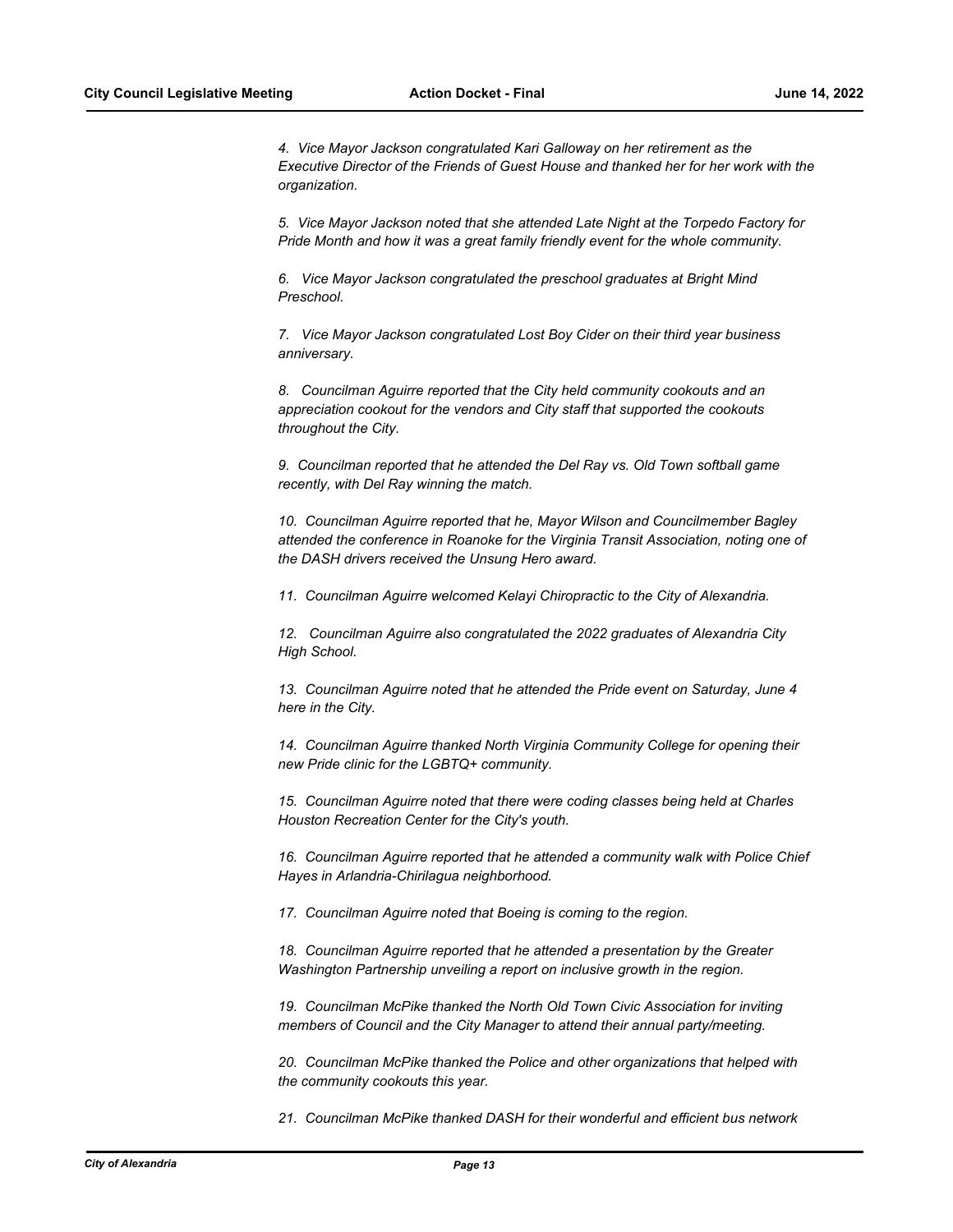*4. Vice Mayor Jackson congratulated Kari Galloway on her retirement as the Executive Director of the Friends of Guest House and thanked her for her work with the organization.*

*5. Vice Mayor Jackson noted that she attended Late Night at the Torpedo Factory for Pride Month and how it was a great family friendly event for the whole community.*

*6. Vice Mayor Jackson congratulated the preschool graduates at Bright Mind Preschool.*

*7. Vice Mayor Jackson congratulated Lost Boy Cider on their third year business anniversary.*

*8. Councilman Aguirre reported that the City held community cookouts and an appreciation cookout for the vendors and City staff that supported the cookouts throughout the City.*

*9. Councilman reported that he attended the Del Ray vs. Old Town softball game recently, with Del Ray winning the match.*

*10. Councilman Aguirre reported that he, Mayor Wilson and Councilmember Bagley attended the conference in Roanoke for the Virginia Transit Association, noting one of the DASH drivers received the Unsung Hero award.*

*11. Councilman Aguirre welcomed Kelayi Chiropractic to the City of Alexandria.*

*12. Councilman Aguirre also congratulated the 2022 graduates of Alexandria City High School.*

*13. Councilman Aguirre noted that he attended the Pride event on Saturday, June 4 here in the City.*

*14. Councilman Aguirre thanked North Virginia Community College for opening their new Pride clinic for the LGBTQ+ community.*

*15. Councilman Aguirre noted that there were coding classes being held at Charles Houston Recreation Center for the City's youth.*

*16. Councilman Aguirre reported that he attended a community walk with Police Chief Hayes in Arlandria-Chirilagua neighborhood.*

*17. Councilman Aguirre noted that Boeing is coming to the region.*

*18. Councilman Aguirre reported that he attended a presentation by the Greater Washington Partnership unveiling a report on inclusive growth in the region.*

*19. Councilman McPike thanked the North Old Town Civic Association for inviting members of Council and the City Manager to attend their annual party/meeting.*

*20. Councilman McPike thanked the Police and other organizations that helped with the community cookouts this year.*

*21. Councilman McPike thanked DASH for their wonderful and efficient bus network*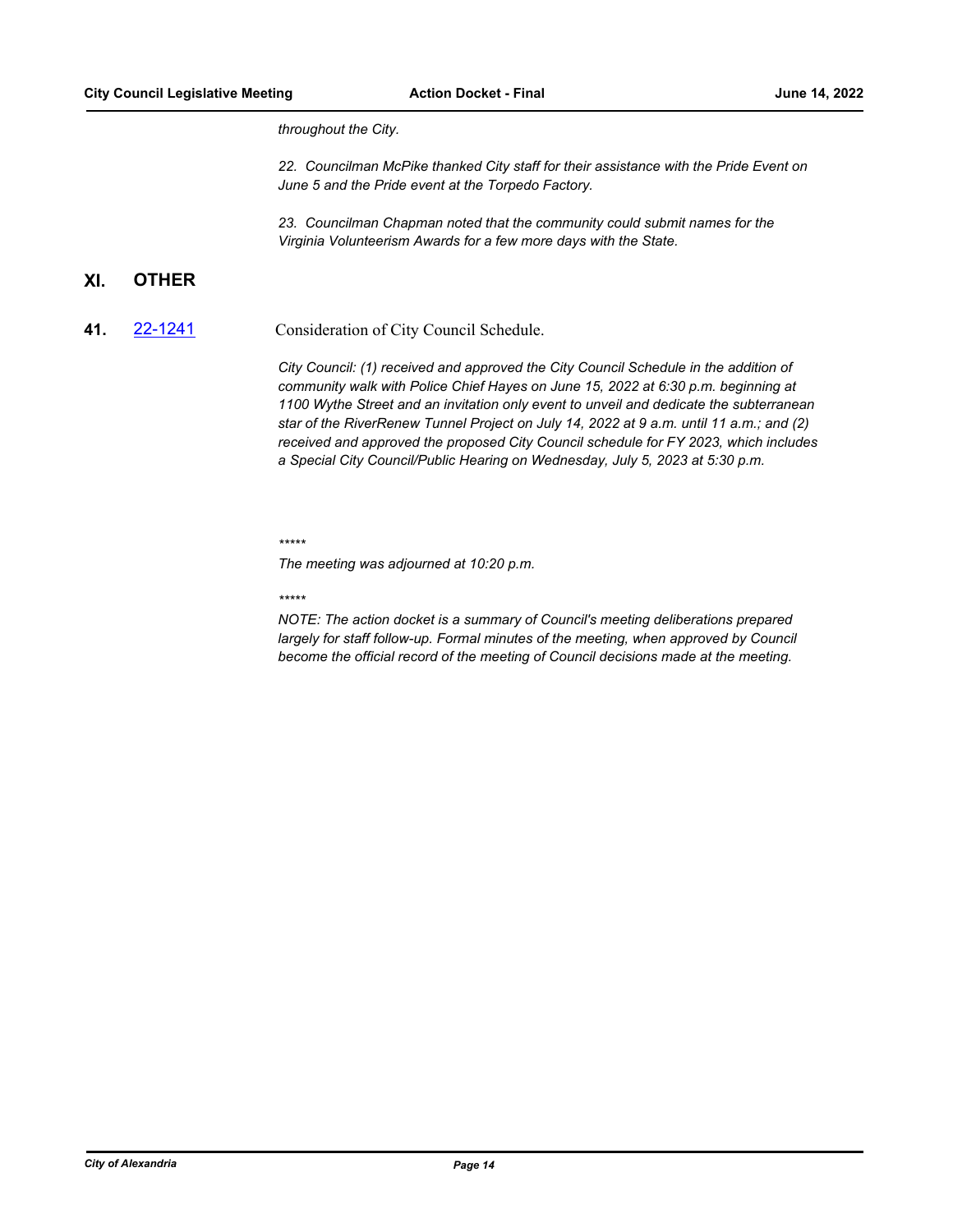*throughout the City.*

*22. Councilman McPike thanked City staff for their assistance with the Pride Event on June 5 and the Pride event at the Torpedo Factory.*

*23. Councilman Chapman noted that the community could submit names for the Virginia Volunteerism Awards for a few more days with the State.*

## XI. OTHER

**41.** [22-1241] Consideration of City Council Schedule.

*City Council: (1) received and approved the City Council Schedule in the addition of community walk with Police Chief Hayes on June 15, 2022 at 6:30 p.m. beginning at 1100 Wythe Street and an invitation only event to unveil and dedicate the subterranean star of the RiverRenew Tunnel Project on July 14, 2022 at 9 a.m. until 11 a.m.; and (2) received and approved the proposed City Council schedule for FY 2023, which includes a Special City Council/Public Hearing on Wednesday, July 5, 2023 at 5:30 p.m.*

*\*\*\*\*\**

*The meeting was adjourned at 10:20 p.m.*

*\*\*\*\*\**

*NOTE: The action docket is a summary of Council's meeting deliberations prepared largely for staff follow-up. Formal minutes of the meeting, when approved by Council become the official record of the meeting of Council decisions made at the meeting.*